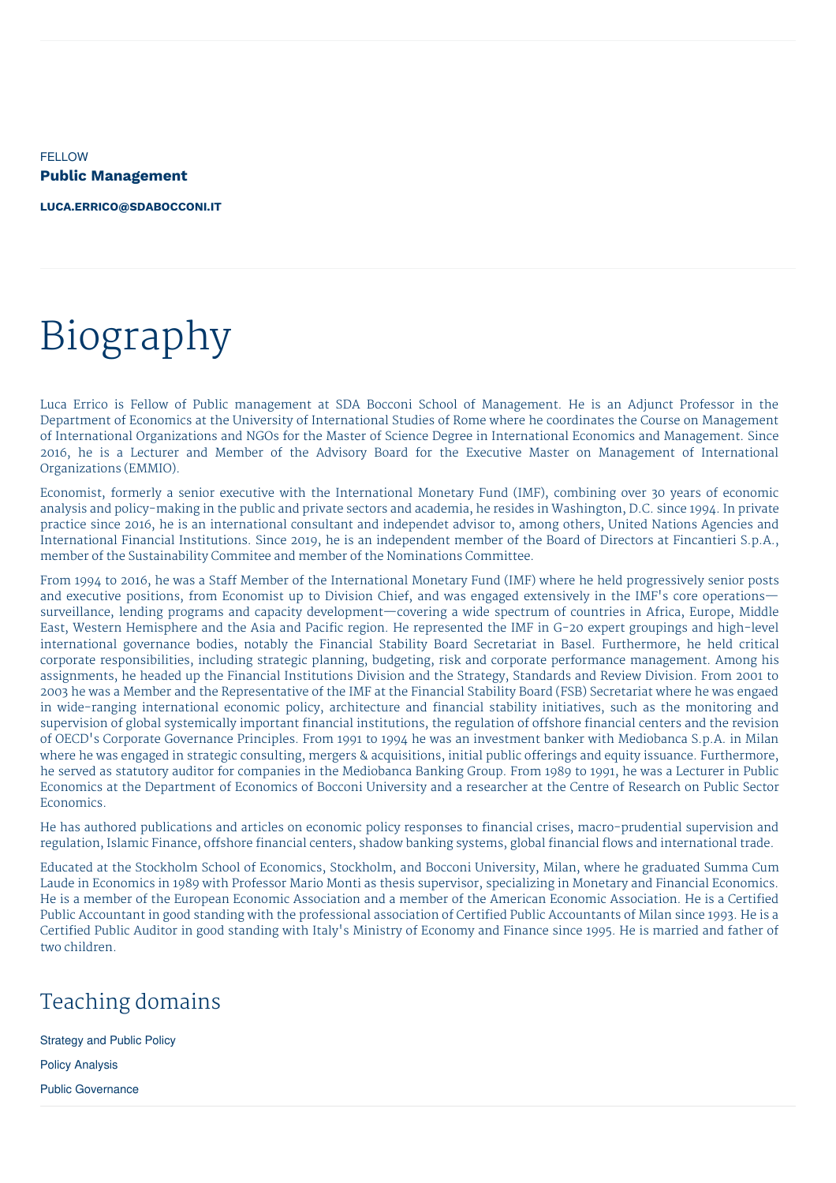FELLOW

**Public Management**

**LUCA.ERRICO@SDABOCCONI.IT**

# Biography

Luca Errico is Fellow of Public management at SDA Bocconi School of Management. He is an Adjunct Professor in the Department of Economics at the University of International Studies of Rome where he coordinates the Course on Management of International Organizations and NGOs for the Master of Science Degree in International Economics and Management. Since 2016, he is a Lecturer and Member of the Advisory Board for the Executive Master on Management of International Organizations (EMMIO).

Economist, formerly a senior executive with the International Monetary Fund (IMF), combining over 30 years of economic analysis and policy-making in the public and private sectors and academia, he resides in Washington, D.C. since 1994. In private practice since 2016, he is an international consultant and independet advisor to, among others, United Nations Agencies and International Financial Institutions. Since 2019, he is an independent member of the Board of Directors at Fincantieri S.p.A., member of the Sustainability Commitee and member of the Nominations Committee.

From 1994 to 2016, he was a Staff Member of the International Monetary Fund (IMF) where he held progressively senior posts and executive positions, from Economist up to Division Chief, and was engaged extensively in the IMF's core operations—surveillance, lending programs and capacity development—covering a wide spectrum of countries in Africa, Europe, Middle East, Western Hemisphere and the Asia and Pacific region. He represented the IMF in G-20 expert groupings and high-level international governance bodies, notably the Financial Stability Board Secretariat in Basel. Furthermore, he held critical corporate responsibilities, including strategic planning, budgeting, risk and corporate performance management. Among his assignments, he headed up the Financial Institutions Division and the Strategy, Standards and Review Division. From 2001 to 2003 he was a Member and the Representative of the IMF at the Financial Stability Board (FSB) Secretariat where he was engaed in wide-ranging international economic policy, architecture and financial stability initiatives, such as the monitoring and supervision of global systemically important financial institutions, the regulation of offshore financial centers and the revision of OECD's Corporate Governance Principles. From 1991 to 1994 he was an investment banker with Mediobanca S.p.A. in Milan where he was engaged in strategic consulting, mergers & acquisitions, initial public offerings and equity issuance. Furthermore, he served as statutory auditor for companies in the Mediobanca Banking Group. From 1989 to 1991, he was a Lecturer in Public Economics at the Department of Economics of Bocconi University and a researcher at the Centre of Research on Public Sector Economics.

He has authored publications and articles on economic policy responses to financial crises, macro-prudential supervision and regulation, Islamic Finance, offshore financial centers, shadow banking systems, global financial flows and international trade.

Educated at the Stockholm School of Economics, Stockholm, and Bocconi University, Milan, where he graduated Summa Cum Laude in Economics in 1989 with Professor Mario Monti as thesis supervisor, specializing in Monetary and Financial Economics. He is a member of the European Economic Association and a member of the American Economic Association. He is a Certified Public Accountant in good standing with the professional association of Certified Public Accountants of Milan since 1993. He is a Certified Public Auditor in good standing with Italy's Ministry of Economy and Finance since 1995. He is married and father of two children.

## Teaching domains

Strategy and Public Policy

Policy Analysis

Public Governance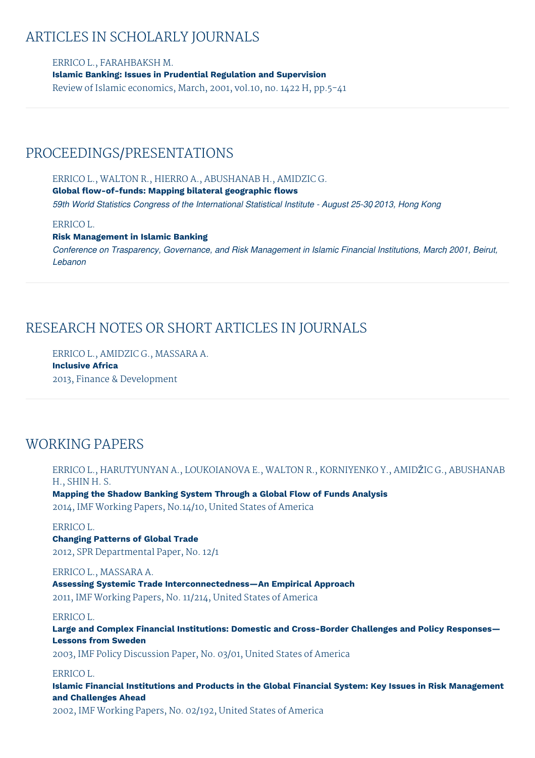## ARTICLES IN SCHOLARLY JOURNALS

ERRICO L., FARAHBAKSH M.
**Islamic Banking: Issues in Prudential Regulation and Supervision**
Review of Islamic economics, March, 2001, vol.10, no. 1422 H, pp.5-41

## PROCEEDINGS/PRESENTATIONS

ERRICO L., WALTON R., HIERRO A., ABUSHANAB H., AMIDZIC G.
**Global flow-of-funds: Mapping bilateral geographic flows**
*59th World Statistics Congress of the International Statistical Institute - August 25-30, 2013, Hong Kong*

ERRICO L.
**Risk Management in Islamic Banking**
*Conference on Trasparency, Governance, and Risk Management in Islamic Financial Institutions, March 2001, Beirut, Lebanon*

## RESEARCH NOTES OR SHORT ARTICLES IN JOURNALS

ERRICO L., AMIDZIC G., MASSARA A.
**Inclusive Africa**
2013, Finance & Development

## WORKING PAPERS

ERRICO L., HARUTYUNYAN A., LOUKOIANOVA E., WALTON R., KORNIYENKO Y., AMIDŽIC G., ABUSHANAB H., SHIN H. S.
**Mapping the Shadow Banking System Through a Global Flow of Funds Analysis**
2014, IMF Working Papers, No.14/10, United States of America

ERRICO L.
**Changing Patterns of Global Trade**
2012, SPR Departmental Paper, No. 12/1

ERRICO L., MASSARA A.
**Assessing Systemic Trade Interconnectedness—An Empirical Approach**
2011, IMF Working Papers, No. 11/214, United States of America

ERRICO L.
**Large and Complex Financial Institutions: Domestic and Cross-Border Challenges and Policy Responses—Lessons from Sweden**
2003, IMF Policy Discussion Paper, No. 03/01, United States of America

ERRICO L.
**Islamic Financial Institutions and Products in the Global Financial System: Key Issues in Risk Management and Challenges Ahead**
2002, IMF Working Papers, No. 02/192, United States of America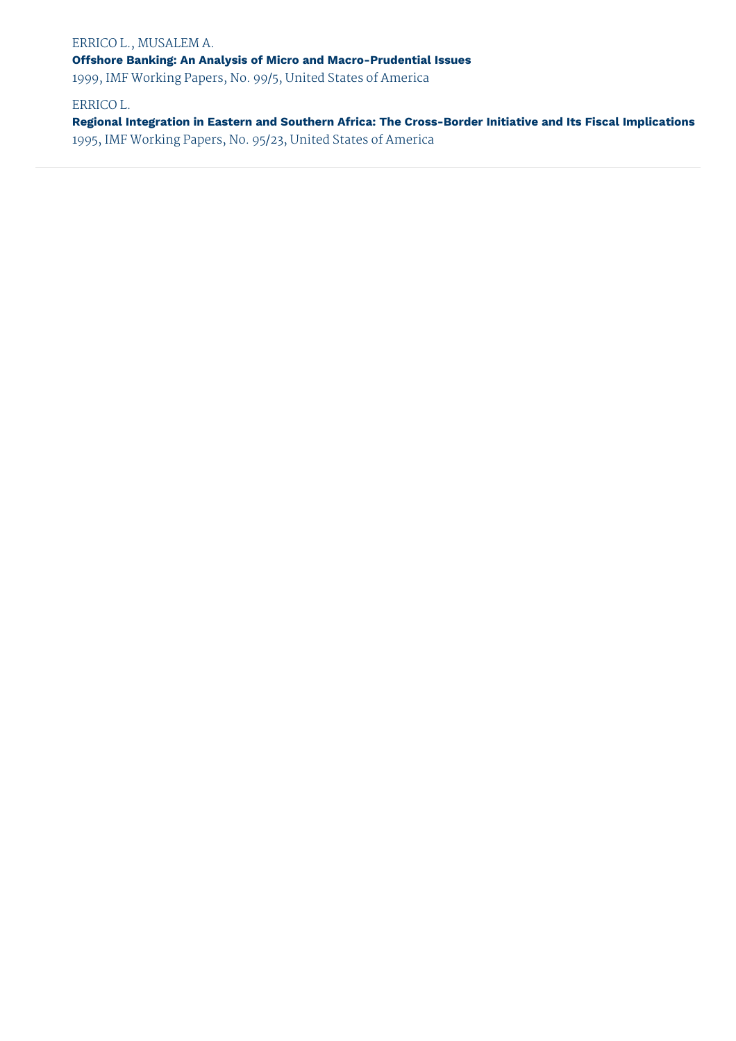ERRICO L., MUSALEM A.

**Offshore Banking: An Analysis of Micro and Macro-Prudential Issues**

1999, IMF Working Papers, No. 99/5, United States of America

ERRICO L.

**Regional Integration in Eastern and Southern Africa: The Cross-Border Initiative and Its Fiscal Implications**

1995, IMF Working Papers, No. 95/23, United States of America